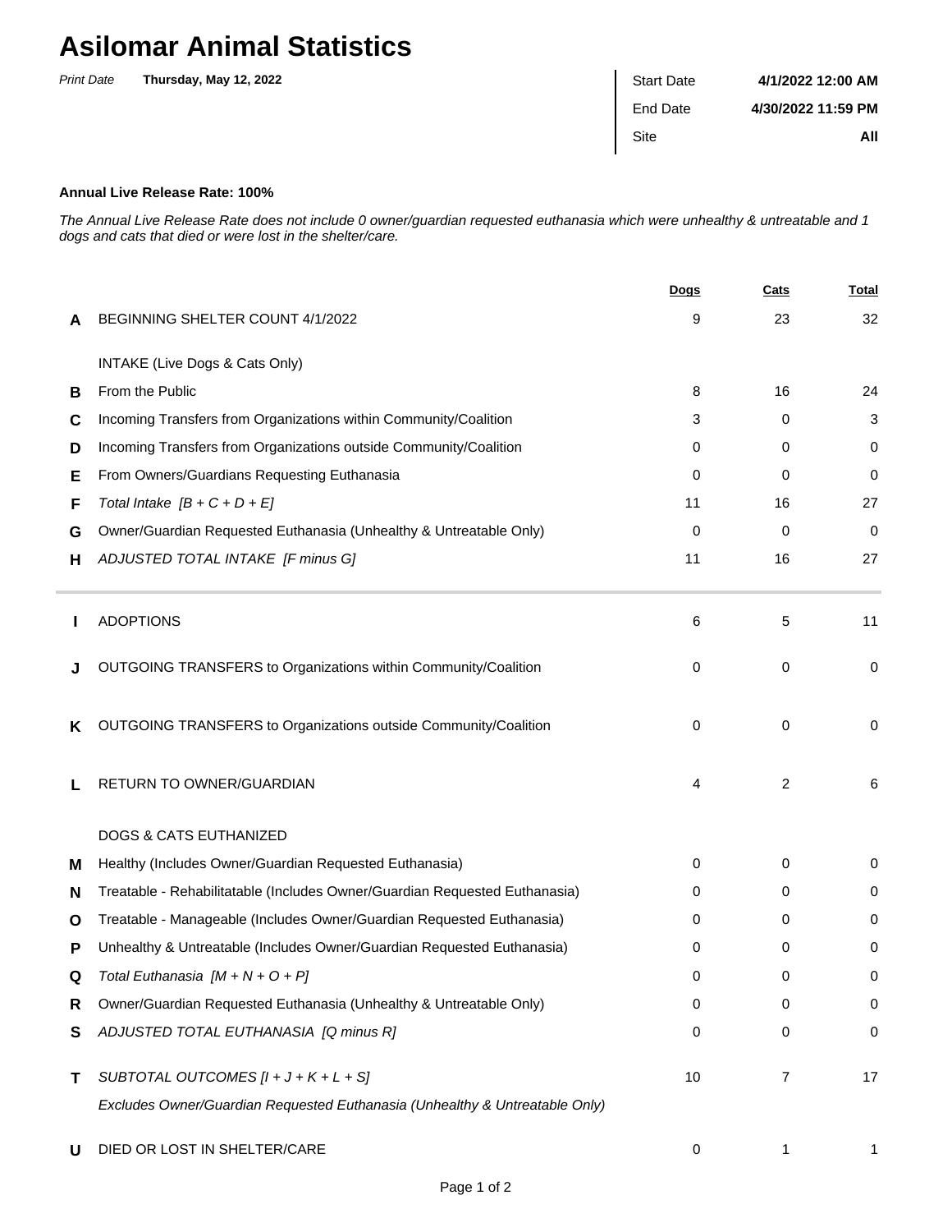# Asilomar Animal Statistics

*Print Date* **Thursday, May 12, 2022**

| Start Date | **4/1/2022 12:00 AM** |
|---|---|
| End Date | **4/30/2022 11:59 PM** |
| Site | **All** |

**Annual Live Release Rate: 100%**

*The Annual Live Release Rate does not include 0 owner/guardian requested euthanasia which were unhealthy & untreatable and 1 dogs and cats that died or were lost in the shelter/care.*

| | | Dogs | Cats | Total |
|---|---|---|---|---|
| **A** | BEGINNING SHELTER COUNT 4/1/2022 | 9 | 23 | 32 |
| | INTAKE (Live Dogs & Cats Only) | | | |
| **B** | From the Public | 8 | 16 | 24 |
| **C** | Incoming Transfers from Organizations within Community/Coalition | 3 | 0 | 3 |
| **D** | Incoming Transfers from Organizations outside Community/Coalition | 0 | 0 | 0 |
| **E** | From Owners/Guardians Requesting Euthanasia | 0 | 0 | 0 |
| **F** | *Total Intake [B + C + D + E]* | 11 | 16 | 27 |
| **G** | Owner/Guardian Requested Euthanasia (Unhealthy & Untreatable Only) | 0 | 0 | 0 |
| **H** | *ADJUSTED TOTAL INTAKE [F minus G]* | 11 | 16 | 27 |
| **I** | ADOPTIONS | 6 | 5 | 11 |
| **J** | OUTGOING TRANSFERS to Organizations within Community/Coalition | 0 | 0 | 0 |
| **K** | OUTGOING TRANSFERS to Organizations outside Community/Coalition | 0 | 0 | 0 |
| **L** | RETURN TO OWNER/GUARDIAN | 4 | 2 | 6 |
| | DOGS & CATS EUTHANIZED | | | |
| **M** | Healthy (Includes Owner/Guardian Requested Euthanasia) | 0 | 0 | 0 |
| **N** | Treatable - Rehabilitatable (Includes Owner/Guardian Requested Euthanasia) | 0 | 0 | 0 |
| **O** | Treatable - Manageable (Includes Owner/Guardian Requested Euthanasia) | 0 | 0 | 0 |
| **P** | Unhealthy & Untreatable (Includes Owner/Guardian Requested Euthanasia) | 0 | 0 | 0 |
| **Q** | *Total Euthanasia [M + N + O + P]* | 0 | 0 | 0 |
| **R** | Owner/Guardian Requested Euthanasia (Unhealthy & Untreatable Only) | 0 | 0 | 0 |
| **S** | *ADJUSTED TOTAL EUTHANASIA [Q minus R]* | 0 | 0 | 0 |
| **T** | *SUBTOTAL OUTCOMES [I + J + K + L + S]* | 10 | 7 | 17 |
| | *Excludes Owner/Guardian Requested Euthanasia (Unhealthy & Untreatable Only)* | | | |
| **U** | DIED OR LOST IN SHELTER/CARE | 0 | 1 | 1 |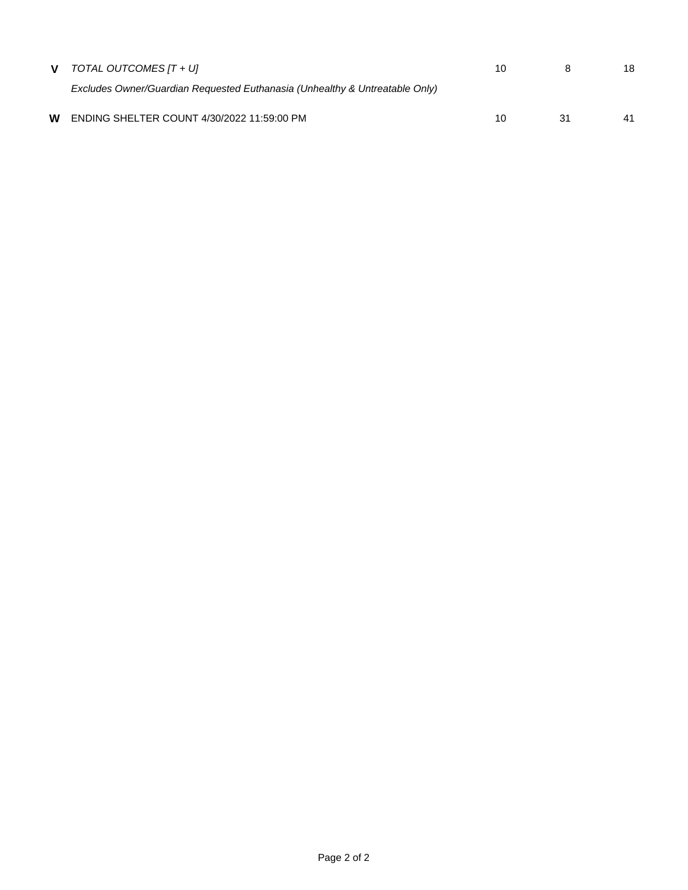| | | | | |
|---|---|---|---|---|
| **V** | *TOTAL OUTCOMES [T + U]* | 10 | 8 | 18 |
| | *Excludes Owner/Guardian Requested Euthanasia (Unhealthy & Untreatable Only)* | | | |
| **W** | ENDING SHELTER COUNT 4/30/2022 11:59:00 PM | 10 | 31 | 41 |